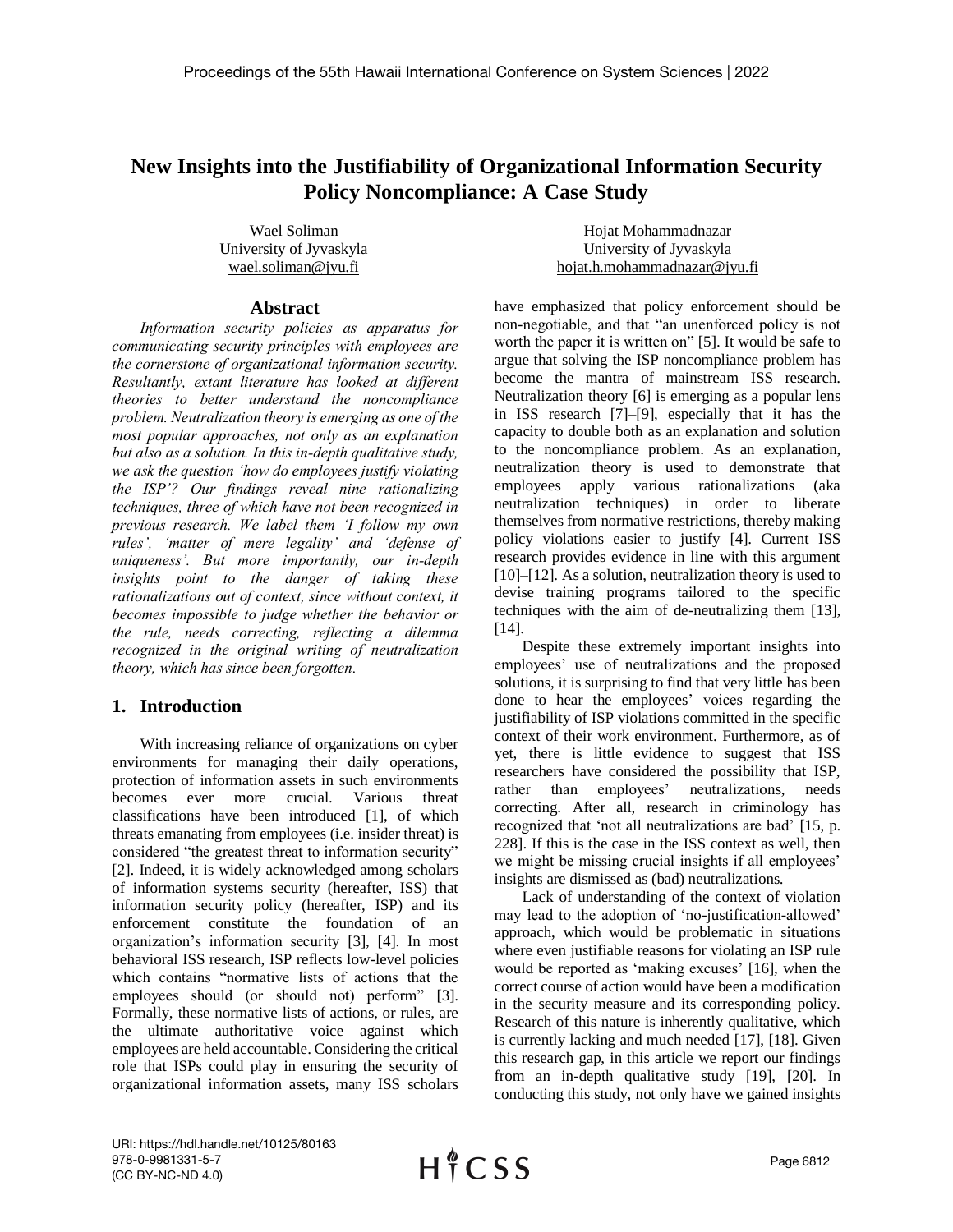# New Insights into the Justifiability of Organizational Information Security Policy Noncompliance: A Case Study

Wael Soliman
University of Jyvaskyla
wael.soliman@jyu.fi

Hojat Mohammadnazar
University of Jyvaskyla
hojat.h.mohammadnazar@jyu.fi

## Abstract

*Information security policies as apparatus for communicating security principles with employees are the cornerstone of organizational information security. Resultantly, extant literature has looked at different theories to better understand the noncompliance problem. Neutralization theory is emerging as one of the most popular approaches, not only as an explanation but also as a solution. In this in-depth qualitative study, we ask the question 'how do employees justify violating the ISP'? Our findings reveal nine rationalizing techniques, three of which have not been recognized in previous research. We label them 'I follow my own rules', 'matter of mere legality' and 'defense of uniqueness'. But more importantly, our in-depth insights point to the danger of taking these rationalizations out of context, since without context, it becomes impossible to judge whether the behavior or the rule, needs correcting, reflecting a dilemma recognized in the original writing of neutralization theory, which has since been forgotten.*

## 1. Introduction

With increasing reliance of organizations on cyber environments for managing their daily operations, protection of information assets in such environments becomes ever more crucial. Various threat classifications have been introduced [1], of which threats emanating from employees (i.e. insider threat) is considered "the greatest threat to information security" [2]. Indeed, it is widely acknowledged among scholars of information systems security (hereafter, ISS) that information security policy (hereafter, ISP) and its enforcement constitute the foundation of an organization's information security [3], [4]. In most behavioral ISS research, ISP reflects low-level policies which contains "normative lists of actions that the employees should (or should not) perform" [3]. Formally, these normative lists of actions, or rules, are the ultimate authoritative voice against which employees are held accountable. Considering the critical role that ISPs could play in ensuring the security of organizational information assets, many ISS scholars have emphasized that policy enforcement should be non-negotiable, and that "an unenforced policy is not worth the paper it is written on" [5]. It would be safe to argue that solving the ISP noncompliance problem has become the mantra of mainstream ISS research. Neutralization theory [6] is emerging as a popular lens in ISS research [7]–[9], especially that it has the capacity to double both as an explanation and solution to the noncompliance problem. As an explanation, neutralization theory is used to demonstrate that employees apply various rationalizations (aka neutralization techniques) in order to liberate themselves from normative restrictions, thereby making policy violations easier to justify [4]. Current ISS research provides evidence in line with this argument [10]–[12]. As a solution, neutralization theory is used to devise training programs tailored to the specific techniques with the aim of de-neutralizing them [13], [14].

Despite these extremely important insights into employees' use of neutralizations and the proposed solutions, it is surprising to find that very little has been done to hear the employees' voices regarding the justifiability of ISP violations committed in the specific context of their work environment. Furthermore, as of yet, there is little evidence to suggest that ISS researchers have considered the possibility that ISP, rather than employees' neutralizations, needs correcting. After all, research in criminology has recognized that 'not all neutralizations are bad' [15, p. 228]. If this is the case in the ISS context as well, then we might be missing crucial insights if all employees' insights are dismissed as (bad) neutralizations.

Lack of understanding of the context of violation may lead to the adoption of 'no-justification-allowed' approach, which would be problematic in situations where even justifiable reasons for violating an ISP rule would be reported as 'making excuses' [16], when the correct course of action would have been a modification in the security measure and its corresponding policy. Research of this nature is inherently qualitative, which is currently lacking and much needed [17], [18]. Given this research gap, in this article we report our findings from an in-depth qualitative study [19], [20]. In conducting this study, not only have we gained insights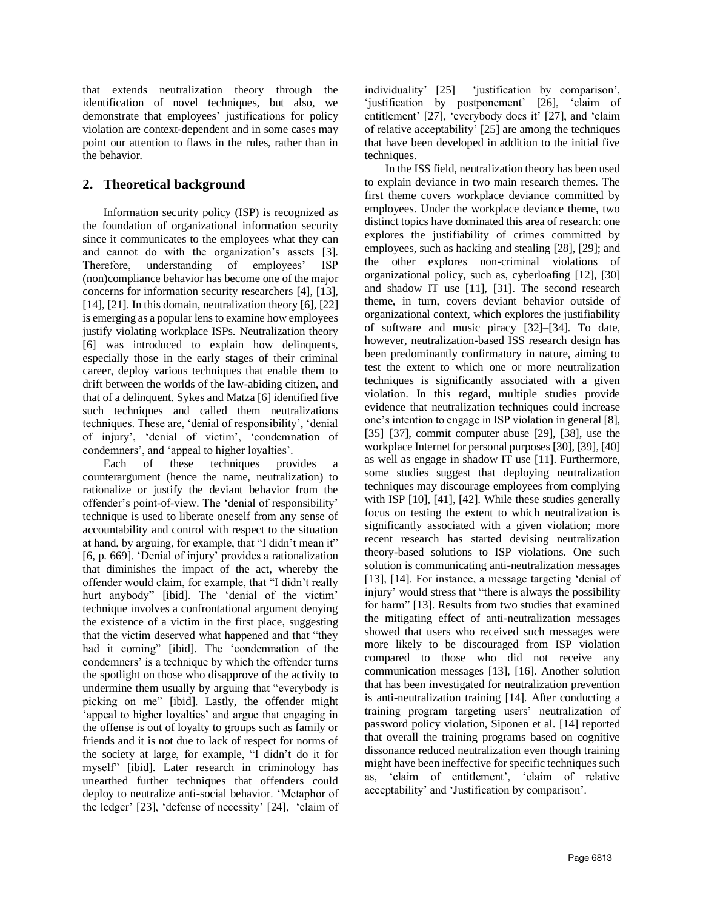that extends neutralization theory through the identification of novel techniques, but also, we demonstrate that employees' justifications for policy violation are context-dependent and in some cases may point our attention to flaws in the rules, rather than in the behavior.

## 2. Theoretical background

Information security policy (ISP) is recognized as the foundation of organizational information security since it communicates to the employees what they can and cannot do with the organization's assets [3]. Therefore, understanding of employees' ISP (non)compliance behavior has become one of the major concerns for information security researchers [4], [13], [14], [21]. In this domain, neutralization theory [6], [22] is emerging as a popular lens to examine how employees justify violating workplace ISPs. Neutralization theory [6] was introduced to explain how delinquents, especially those in the early stages of their criminal career, deploy various techniques that enable them to drift between the worlds of the law-abiding citizen, and that of a delinquent. Sykes and Matza [6] identified five such techniques and called them neutralizations techniques. These are, 'denial of responsibility', 'denial of injury', 'denial of victim', 'condemnation of condemners', and 'appeal to higher loyalties'.

Each of these techniques provides a counterargument (hence the name, neutralization) to rationalize or justify the deviant behavior from the offender's point-of-view. The 'denial of responsibility' technique is used to liberate oneself from any sense of accountability and control with respect to the situation at hand, by arguing, for example, that "I didn't mean it" [6, p. 669]. 'Denial of injury' provides a rationalization that diminishes the impact of the act, whereby the offender would claim, for example, that "I didn't really hurt anybody" [ibid]. The 'denial of the victim' technique involves a confrontational argument denying the existence of a victim in the first place, suggesting that the victim deserved what happened and that "they had it coming" [ibid]. The 'condemnation of the condemners' is a technique by which the offender turns the spotlight on those who disapprove of the activity to undermine them usually by arguing that "everybody is picking on me" [ibid]. Lastly, the offender might 'appeal to higher loyalties' and argue that engaging in the offense is out of loyalty to groups such as family or friends and it is not due to lack of respect for norms of the society at large, for example, "I didn't do it for myself" [ibid]. Later research in criminology has unearthed further techniques that offenders could deploy to neutralize anti-social behavior. 'Metaphor of the ledger' [23], 'defense of necessity' [24], 'claim of individuality' [25] 'justification by comparison', 'justification by postponement' [26], 'claim of entitlement' [27], 'everybody does it' [27], and 'claim of relative acceptability' [25] are among the techniques that have been developed in addition to the initial five techniques.

In the ISS field, neutralization theory has been used to explain deviance in two main research themes. The first theme covers workplace deviance committed by employees. Under the workplace deviance theme, two distinct topics have dominated this area of research: one explores the justifiability of crimes committed by employees, such as hacking and stealing [28], [29]; and the other explores non-criminal violations of organizational policy, such as, cyberloafing [12], [30] and shadow IT use [11], [31]. The second research theme, in turn, covers deviant behavior outside of organizational context, which explores the justifiability of software and music piracy [32]–[34]. To date, however, neutralization-based ISS research design has been predominantly confirmatory in nature, aiming to test the extent to which one or more neutralization techniques is significantly associated with a given violation. In this regard, multiple studies provide evidence that neutralization techniques could increase one's intention to engage in ISP violation in general [8], [35]–[37], commit computer abuse [29], [38], use the workplace Internet for personal purposes [30], [39], [40] as well as engage in shadow IT use [11]. Furthermore, some studies suggest that deploying neutralization techniques may discourage employees from complying with ISP [10], [41], [42]. While these studies generally focus on testing the extent to which neutralization is significantly associated with a given violation; more recent research has started devising neutralization theory-based solutions to ISP violations. One such solution is communicating anti-neutralization messages [13], [14]. For instance, a message targeting 'denial of injury' would stress that "there is always the possibility for harm" [13]. Results from two studies that examined the mitigating effect of anti-neutralization messages showed that users who received such messages were more likely to be discouraged from ISP violation compared to those who did not receive any communication messages [13], [16]. Another solution that has been investigated for neutralization prevention is anti-neutralization training [14]. After conducting a training program targeting users' neutralization of password policy violation, Siponen et al. [14] reported that overall the training programs based on cognitive dissonance reduced neutralization even though training might have been ineffective for specific techniques such as, 'claim of entitlement', 'claim of relative acceptability' and 'Justification by comparison'.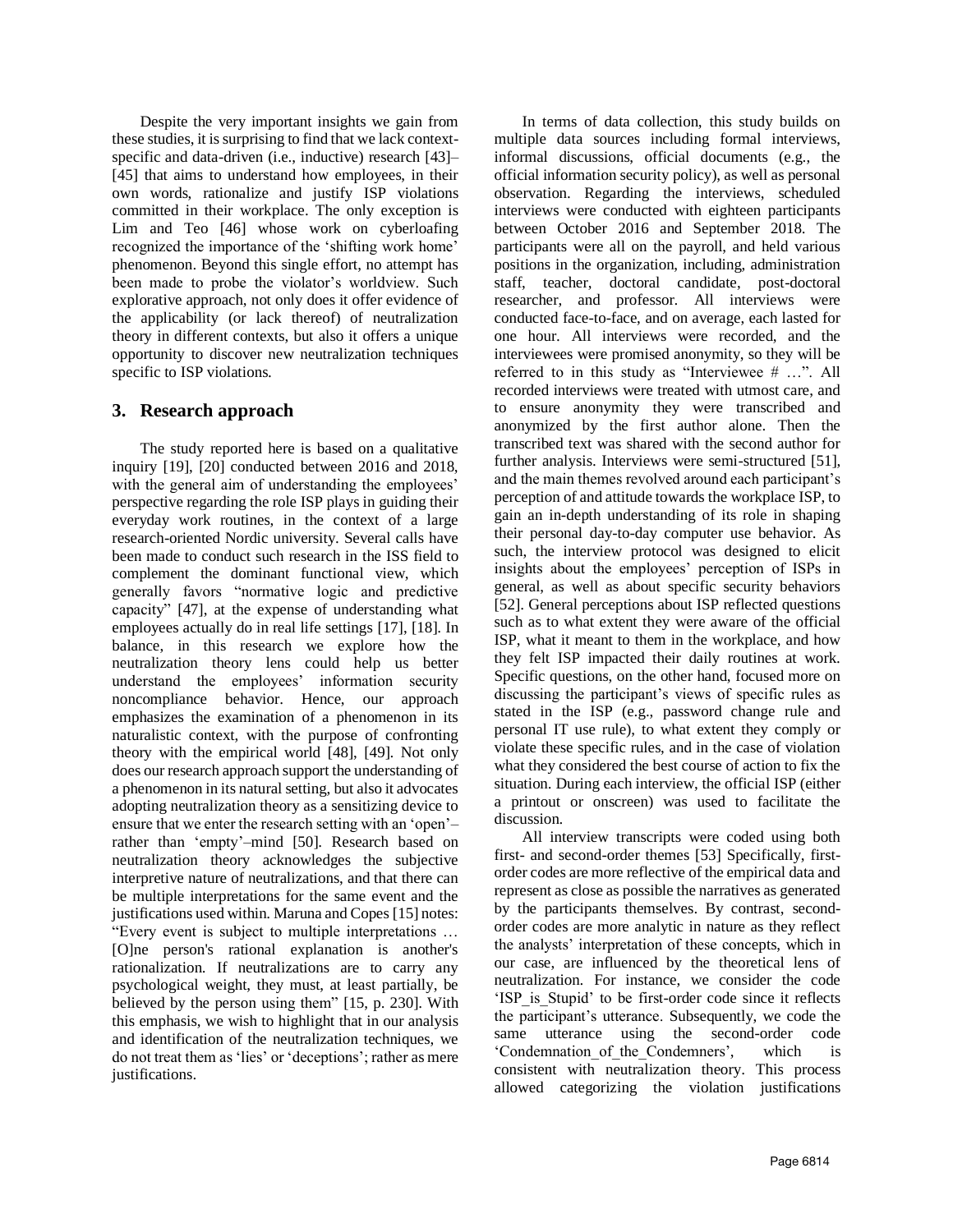Despite the very important insights we gain from these studies, it is surprising to find that we lack context-specific and data-driven (i.e., inductive) research [43]–[45] that aims to understand how employees, in their own words, rationalize and justify ISP violations committed in their workplace. The only exception is Lim and Teo [46] whose work on cyberloafing recognized the importance of the 'shifting work home' phenomenon. Beyond this single effort, no attempt has been made to probe the violator's worldview. Such explorative approach, not only does it offer evidence of the applicability (or lack thereof) of neutralization theory in different contexts, but also it offers a unique opportunity to discover new neutralization techniques specific to ISP violations.

## 3. Research approach

The study reported here is based on a qualitative inquiry [19], [20] conducted between 2016 and 2018, with the general aim of understanding the employees' perspective regarding the role ISP plays in guiding their everyday work routines, in the context of a large research-oriented Nordic university. Several calls have been made to conduct such research in the ISS field to complement the dominant functional view, which generally favors "normative logic and predictive capacity" [47], at the expense of understanding what employees actually do in real life settings [17], [18]. In balance, in this research we explore how the neutralization theory lens could help us better understand the employees' information security noncompliance behavior. Hence, our approach emphasizes the examination of a phenomenon in its naturalistic context, with the purpose of confronting theory with the empirical world [48], [49]. Not only does our research approach support the understanding of a phenomenon in its natural setting, but also it advocates adopting neutralization theory as a sensitizing device to ensure that we enter the research setting with an 'open'–rather than 'empty'–mind [50]. Research based on neutralization theory acknowledges the subjective interpretive nature of neutralizations, and that there can be multiple interpretations for the same event and the justifications used within. Maruna and Copes [15] notes: "Every event is subject to multiple interpretations … [O]ne person's rational explanation is another's rationalization. If neutralizations are to carry any psychological weight, they must, at least partially, be believed by the person using them" [15, p. 230]. With this emphasis, we wish to highlight that in our analysis and identification of the neutralization techniques, we do not treat them as 'lies' or 'deceptions'; rather as mere justifications.

In terms of data collection, this study builds on multiple data sources including formal interviews, informal discussions, official documents (e.g., the official information security policy), as well as personal observation. Regarding the interviews, scheduled interviews were conducted with eighteen participants between October 2016 and September 2018. The participants were all on the payroll, and held various positions in the organization, including, administration staff, teacher, doctoral candidate, post-doctoral researcher, and professor. All interviews were conducted face-to-face, and on average, each lasted for one hour. All interviews were recorded, and the interviewees were promised anonymity, so they will be referred to in this study as "Interviewee # …". All recorded interviews were treated with utmost care, and to ensure anonymity they were transcribed and anonymized by the first author alone. Then the transcribed text was shared with the second author for further analysis. Interviews were semi-structured [51], and the main themes revolved around each participant's perception of and attitude towards the workplace ISP, to gain an in-depth understanding of its role in shaping their personal day-to-day computer use behavior. As such, the interview protocol was designed to elicit insights about the employees' perception of ISPs in general, as well as about specific security behaviors [52]. General perceptions about ISP reflected questions such as to what extent they were aware of the official ISP, what it meant to them in the workplace, and how they felt ISP impacted their daily routines at work. Specific questions, on the other hand, focused more on discussing the participant's views of specific rules as stated in the ISP (e.g., password change rule and personal IT use rule), to what extent they comply or violate these specific rules, and in the case of violation what they considered the best course of action to fix the situation. During each interview, the official ISP (either a printout or onscreen) was used to facilitate the discussion.

All interview transcripts were coded using both first- and second-order themes [53] Specifically, first-order codes are more reflective of the empirical data and represent as close as possible the narratives as generated by the participants themselves. By contrast, second-order codes are more analytic in nature as they reflect the analysts' interpretation of these concepts, which in our case, are influenced by the theoretical lens of neutralization. For instance, we consider the code 'ISP_is_Stupid' to be first-order code since it reflects the participant's utterance. Subsequently, we code the same utterance using the second-order code 'Condemnation_of_the_Condemners', which is consistent with neutralization theory. This process allowed categorizing the violation justifications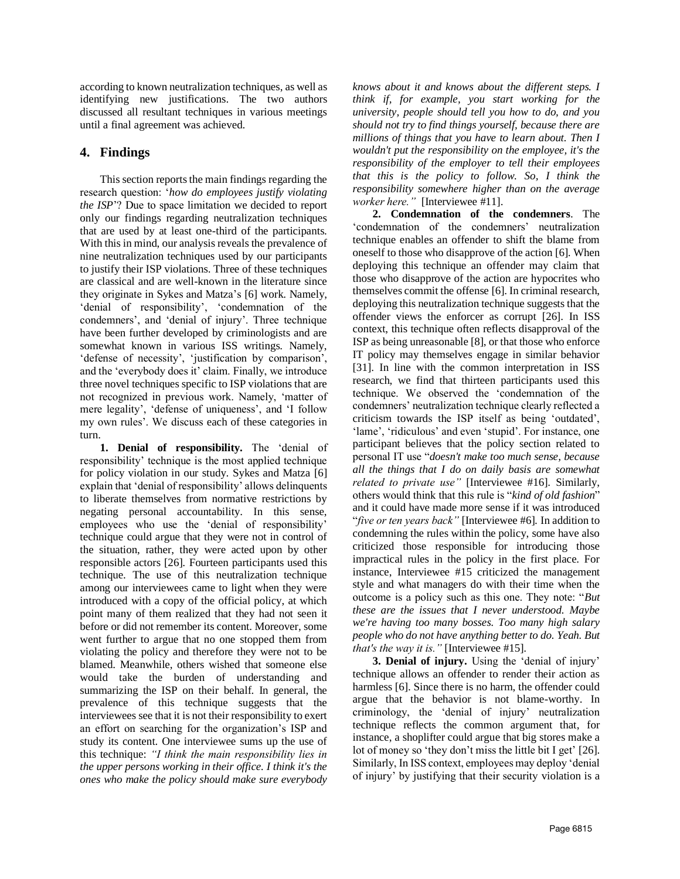according to known neutralization techniques, as well as identifying new justifications. The two authors discussed all resultant techniques in various meetings until a final agreement was achieved.

## 4. Findings

This section reports the main findings regarding the research question: '*how do employees justify violating the ISP*'? Due to space limitation we decided to report only our findings regarding neutralization techniques that are used by at least one-third of the participants. With this in mind, our analysis reveals the prevalence of nine neutralization techniques used by our participants to justify their ISP violations. Three of these techniques are classical and are well-known in the literature since they originate in Sykes and Matza's [6] work. Namely, 'denial of responsibility', 'condemnation of the condemners', and 'denial of injury'. Three technique have been further developed by criminologists and are somewhat known in various ISS writings. Namely, 'defense of necessity', 'justification by comparison', and the 'everybody does it' claim. Finally, we introduce three novel techniques specific to ISP violations that are not recognized in previous work. Namely, 'matter of mere legality', 'defense of uniqueness', and 'I follow my own rules'. We discuss each of these categories in turn.

**1. Denial of responsibility.** The 'denial of responsibility' technique is the most applied technique for policy violation in our study. Sykes and Matza [6] explain that 'denial of responsibility' allows delinquents to liberate themselves from normative restrictions by negating personal accountability. In this sense, employees who use the 'denial of responsibility' technique could argue that they were not in control of the situation, rather, they were acted upon by other responsible actors [26]. Fourteen participants used this technique. The use of this neutralization technique among our interviewees came to light when they were introduced with a copy of the official policy, at which point many of them realized that they had not seen it before or did not remember its content. Moreover, some went further to argue that no one stopped them from violating the policy and therefore they were not to be blamed. Meanwhile, others wished that someone else would take the burden of understanding and summarizing the ISP on their behalf. In general, the prevalence of this technique suggests that the interviewees see that it is not their responsibility to exert an effort on searching for the organization's ISP and study its content. One interviewee sums up the use of this technique: *"I think the main responsibility lies in the upper persons working in their office. I think it's the ones who make the policy should make sure everybody knows about it and knows about the different steps. I think if, for example, you start working for the university, people should tell you how to do, and you should not try to find things yourself, because there are millions of things that you have to learn about. Then I wouldn't put the responsibility on the employee, it's the responsibility of the employer to tell their employees that this is the policy to follow. So, I think the responsibility somewhere higher than on the average worker here."* [Interviewee #11].

**2. Condemnation of the condemners**. The 'condemnation of the condemners' neutralization technique enables an offender to shift the blame from oneself to those who disapprove of the action [6]. When deploying this technique an offender may claim that those who disapprove of the action are hypocrites who themselves commit the offense [6]. In criminal research, deploying this neutralization technique suggests that the offender views the enforcer as corrupt [26]. In ISS context, this technique often reflects disapproval of the ISP as being unreasonable [8], or that those who enforce IT policy may themselves engage in similar behavior [31]. In line with the common interpretation in ISS research, we find that thirteen participants used this technique. We observed the 'condemnation of the condemners' neutralization technique clearly reflected a criticism towards the ISP itself as being 'outdated', 'lame', 'ridiculous' and even 'stupid'. For instance, one participant believes that the policy section related to personal IT use "*doesn't make too much sense, because all the things that I do on daily basis are somewhat related to private use"* [Interviewee #16]. Similarly, others would think that this rule is "*kind of old fashion*" and it could have made more sense if it was introduced "*five or ten years back"* [Interviewee #6]. In addition to condemning the rules within the policy, some have also criticized those responsible for introducing those impractical rules in the policy in the first place. For instance, Interviewee #15 criticized the management style and what managers do with their time when the outcome is a policy such as this one. They note: "*But these are the issues that I never understood. Maybe we're having too many bosses. Too many high salary people who do not have anything better to do. Yeah. But that's the way it is."* [Interviewee #15].

**3. Denial of injury.** Using the 'denial of injury' technique allows an offender to render their action as harmless [6]. Since there is no harm, the offender could argue that the behavior is not blame-worthy. In criminology, the 'denial of injury' neutralization technique reflects the common argument that, for instance, a shoplifter could argue that big stores make a lot of money so 'they don't miss the little bit I get' [26]. Similarly, In ISS context, employees may deploy 'denial of injury' by justifying that their security violation is a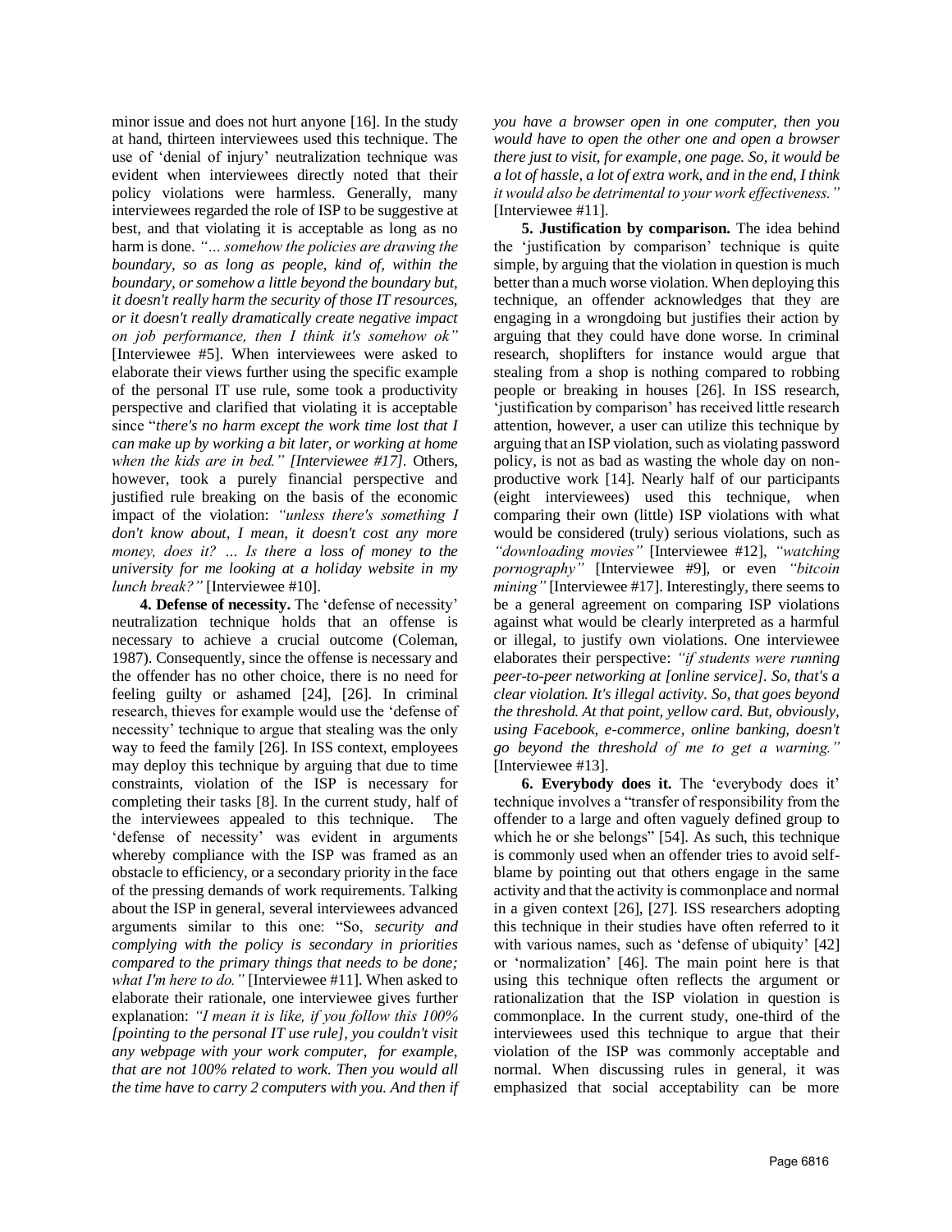minor issue and does not hurt anyone [16]. In the study at hand, thirteen interviewees used this technique. The use of 'denial of injury' neutralization technique was evident when interviewees directly noted that their policy violations were harmless. Generally, many interviewees regarded the role of ISP to be suggestive at best, and that violating it is acceptable as long as no harm is done. *"… somehow the policies are drawing the boundary, so as long as people, kind of, within the boundary, or somehow a little beyond the boundary but, it doesn't really harm the security of those IT resources, or it doesn't really dramatically create negative impact on job performance, then I think it's somehow ok"* [Interviewee #5]. When interviewees were asked to elaborate their views further using the specific example of the personal IT use rule, some took a productivity perspective and clarified that violating it is acceptable since "*there's no harm except the work time lost that I can make up by working a bit later, or working at home when the kids are in bed." [Interviewee #17]*. Others, however, took a purely financial perspective and justified rule breaking on the basis of the economic impact of the violation: *"unless there's something I don't know about, I mean, it doesn't cost any more money, does it? … Is there a loss of money to the university for me looking at a holiday website in my lunch break?"* [Interviewee #10].

**4. Defense of necessity.** The 'defense of necessity' neutralization technique holds that an offense is necessary to achieve a crucial outcome (Coleman, 1987). Consequently, since the offense is necessary and the offender has no other choice, there is no need for feeling guilty or ashamed [24], [26]. In criminal research, thieves for example would use the 'defense of necessity' technique to argue that stealing was the only way to feed the family [26]. In ISS context, employees may deploy this technique by arguing that due to time constraints, violation of the ISP is necessary for completing their tasks [8]. In the current study, half of the interviewees appealed to this technique. The 'defense of necessity' was evident in arguments whereby compliance with the ISP was framed as an obstacle to efficiency, or a secondary priority in the face of the pressing demands of work requirements. Talking about the ISP in general, several interviewees advanced arguments similar to this one: "So, *security and complying with the policy is secondary in priorities compared to the primary things that needs to be done; what I'm here to do."* [Interviewee #11]. When asked to elaborate their rationale, one interviewee gives further explanation: *"I mean it is like, if you follow this 100% [pointing to the personal IT use rule], you couldn't visit any webpage with your work computer, for example, that are not 100% related to work. Then you would all the time have to carry 2 computers with you. And then if you have a browser open in one computer, then you would have to open the other one and open a browser there just to visit, for example, one page. So, it would be a lot of hassle, a lot of extra work, and in the end, I think it would also be detrimental to your work effectiveness."* [Interviewee #11].

**5. Justification by comparison.** The idea behind the 'justification by comparison' technique is quite simple, by arguing that the violation in question is much better than a much worse violation. When deploying this technique, an offender acknowledges that they are engaging in a wrongdoing but justifies their action by arguing that they could have done worse. In criminal research, shoplifters for instance would argue that stealing from a shop is nothing compared to robbing people or breaking in houses [26]. In ISS research, 'justification by comparison' has received little research attention, however, a user can utilize this technique by arguing that an ISP violation, such as violating password policy, is not as bad as wasting the whole day on non-productive work [14]. Nearly half of our participants (eight interviewees) used this technique, when comparing their own (little) ISP violations with what would be considered (truly) serious violations, such as *"downloading movies"* [Interviewee #12], *"watching pornography"* [Interviewee #9], or even *"bitcoin mining"* [Interviewee #17]. Interestingly, there seems to be a general agreement on comparing ISP violations against what would be clearly interpreted as a harmful or illegal, to justify own violations. One interviewee elaborates their perspective: *"if students were running peer-to-peer networking at [online service]. So, that's a clear violation. It's illegal activity. So, that goes beyond the threshold. At that point, yellow card. But, obviously, using Facebook, e-commerce, online banking, doesn't go beyond the threshold of me to get a warning."* [Interviewee #13].

**6. Everybody does it.** The 'everybody does it' technique involves a "transfer of responsibility from the offender to a large and often vaguely defined group to which he or she belongs" [54]. As such, this technique is commonly used when an offender tries to avoid self-blame by pointing out that others engage in the same activity and that the activity is commonplace and normal in a given context [26], [27]. ISS researchers adopting this technique in their studies have often referred to it with various names, such as 'defense of ubiquity' [42] or 'normalization' [46]. The main point here is that using this technique often reflects the argument or rationalization that the ISP violation in question is commonplace. In the current study, one-third of the interviewees used this technique to argue that their violation of the ISP was commonly acceptable and normal. When discussing rules in general, it was emphasized that social acceptability can be more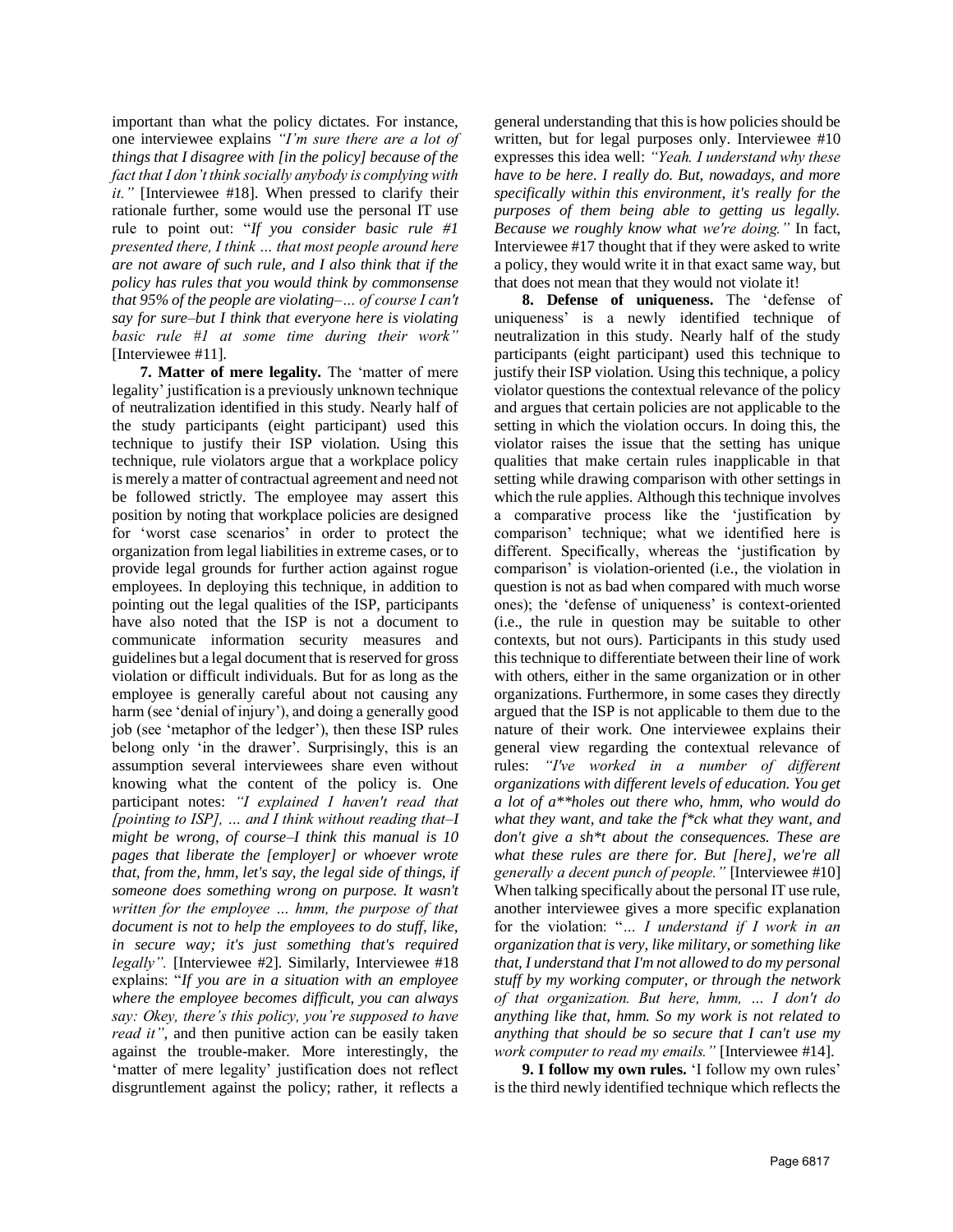important than what the policy dictates. For instance, one interviewee explains *"I'm sure there are a lot of things that I disagree with [in the policy] because of the fact that I don't think socially anybody is complying with it."* [Interviewee #18]. When pressed to clarify their rationale further, some would use the personal IT use rule to point out: "*If you consider basic rule #1 presented there, I think … that most people around here are not aware of such rule, and I also think that if the policy has rules that you would think by commonsense that 95% of the people are violating–… of course I can't say for sure–but I think that everyone here is violating basic rule #1 at some time during their work"* [Interviewee #11].

**7. Matter of mere legality.** The 'matter of mere legality' justification is a previously unknown technique of neutralization identified in this study. Nearly half of the study participants (eight participant) used this technique to justify their ISP violation. Using this technique, rule violators argue that a workplace policy is merely a matter of contractual agreement and need not be followed strictly. The employee may assert this position by noting that workplace policies are designed for 'worst case scenarios' in order to protect the organization from legal liabilities in extreme cases, or to provide legal grounds for further action against rogue employees. In deploying this technique, in addition to pointing out the legal qualities of the ISP, participants have also noted that the ISP is not a document to communicate information security measures and guidelines but a legal document that is reserved for gross violation or difficult individuals. But for as long as the employee is generally careful about not causing any harm (see 'denial of injury'), and doing a generally good job (see 'metaphor of the ledger'), then these ISP rules belong only 'in the drawer'. Surprisingly, this is an assumption several interviewees share even without knowing what the content of the policy is. One participant notes: *"I explained I haven't read that [pointing to ISP], … and I think without reading that–I might be wrong, of course–I think this manual is 10 pages that liberate the [employer] or whoever wrote that, from the, hmm, let's say, the legal side of things, if someone does something wrong on purpose. It wasn't written for the employee … hmm, the purpose of that document is not to help the employees to do stuff, like, in secure way; it's just something that's required legally".* [Interviewee #2]. Similarly, Interviewee #18 explains: "*If you are in a situation with an employee where the employee becomes difficult, you can always say: Okey, there's this policy, you're supposed to have read it"*, and then punitive action can be easily taken against the trouble-maker. More interestingly, the 'matter of mere legality' justification does not reflect disgruntlement against the policy; rather, it reflects a general understanding that this is how policies should be written, but for legal purposes only. Interviewee #10 expresses this idea well: *"Yeah. I understand why these have to be here. I really do. But, nowadays, and more specifically within this environment, it's really for the purposes of them being able to getting us legally. Because we roughly know what we're doing."* In fact, Interviewee #17 thought that if they were asked to write a policy, they would write it in that exact same way, but that does not mean that they would not violate it!

**8. Defense of uniqueness.** The 'defense of uniqueness' is a newly identified technique of neutralization in this study. Nearly half of the study participants (eight participant) used this technique to justify their ISP violation. Using this technique, a policy violator questions the contextual relevance of the policy and argues that certain policies are not applicable to the setting in which the violation occurs. In doing this, the violator raises the issue that the setting has unique qualities that make certain rules inapplicable in that setting while drawing comparison with other settings in which the rule applies. Although this technique involves a comparative process like the 'justification by comparison' technique; what we identified here is different. Specifically, whereas the 'justification by comparison' is violation-oriented (i.e., the violation in question is not as bad when compared with much worse ones); the 'defense of uniqueness' is context-oriented (i.e., the rule in question may be suitable to other contexts, but not ours). Participants in this study used this technique to differentiate between their line of work with others, either in the same organization or in other organizations. Furthermore, in some cases they directly argued that the ISP is not applicable to them due to the nature of their work. One interviewee explains their general view regarding the contextual relevance of rules: *"I've worked in a number of different organizations with different levels of education. You get a lot of a**holes out there who, hmm, who would do what they want, and take the f*ck what they want, and don't give a sh*t about the consequences. These are what these rules are there for. But [here], we're all generally a decent punch of people."* [Interviewee #10] When talking specifically about the personal IT use rule, another interviewee gives a more specific explanation for the violation: "*… I understand if I work in an organization that is very, like military, or something like that, I understand that I'm not allowed to do my personal stuff by my working computer, or through the network of that organization. But here, hmm, … I don't do anything like that, hmm. So my work is not related to anything that should be so secure that I can't use my work computer to read my emails."* [Interviewee #14].

**9. I follow my own rules.** 'I follow my own rules' is the third newly identified technique which reflects the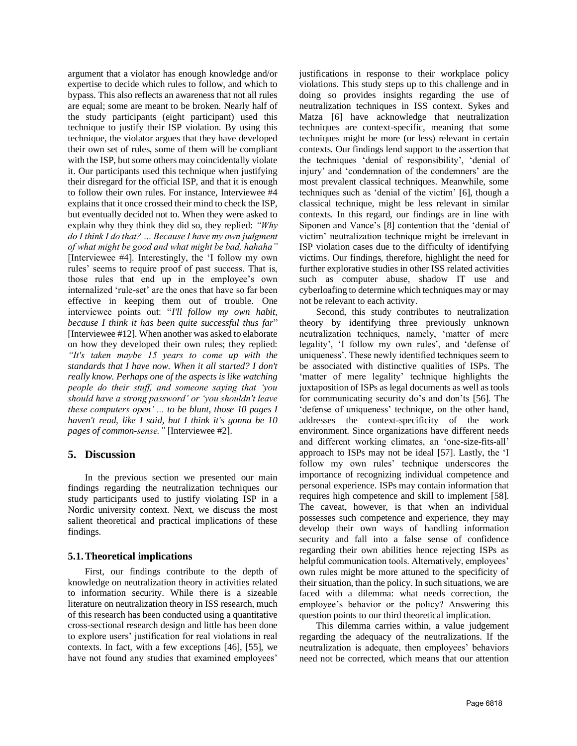argument that a violator has enough knowledge and/or expertise to decide which rules to follow, and which to bypass. This also reflects an awareness that not all rules are equal; some are meant to be broken. Nearly half of the study participants (eight participant) used this technique to justify their ISP violation. By using this technique, the violator argues that they have developed their own set of rules, some of them will be compliant with the ISP, but some others may coincidentally violate it. Our participants used this technique when justifying their disregard for the official ISP, and that it is enough to follow their own rules. For instance, Interviewee #4 explains that it once crossed their mind to check the ISP, but eventually decided not to. When they were asked to explain why they think they did so, they replied: *"Why do I think I do that? … Because I have my own judgment of what might be good and what might be bad, hahaha"* [Interviewee #4]. Interestingly, the 'I follow my own rules' seems to require proof of past success. That is, those rules that end up in the employee's own internalized 'rule-set' are the ones that have so far been effective in keeping them out of trouble. One interviewee points out: "*I'll follow my own habit, because I think it has been quite successful thus far*" [Interviewee #12]. When another was asked to elaborate on how they developed their own rules; they replied: *"It's taken maybe 15 years to come up with the standards that I have now. When it all started? I don't really know. Perhaps one of the aspects is like watching people do their stuff, and someone saying that 'you should have a strong password' or 'you shouldn't leave these computers open' … to be blunt, those 10 pages I haven't read, like I said, but I think it's gonna be 10 pages of common-sense."* [Interviewee #2].

## 5. Discussion

In the previous section we presented our main findings regarding the neutralization techniques our study participants used to justify violating ISP in a Nordic university context. Next, we discuss the most salient theoretical and practical implications of these findings.

### 5.1. Theoretical implications

First, our findings contribute to the depth of knowledge on neutralization theory in activities related to information security. While there is a sizeable literature on neutralization theory in ISS research, much of this research has been conducted using a quantitative cross-sectional research design and little has been done to explore users' justification for real violations in real contexts. In fact, with a few exceptions [46], [55], we have not found any studies that examined employees' justifications in response to their workplace policy violations. This study steps up to this challenge and in doing so provides insights regarding the use of neutralization techniques in ISS context. Sykes and Matza [6] have acknowledge that neutralization techniques are context-specific, meaning that some techniques might be more (or less) relevant in certain contexts. Our findings lend support to the assertion that the techniques 'denial of responsibility', 'denial of injury' and 'condemnation of the condemners' are the most prevalent classical techniques. Meanwhile, some techniques such as 'denial of the victim' [6], though a classical technique, might be less relevant in similar contexts. In this regard, our findings are in line with Siponen and Vance's [8] contention that the 'denial of victim' neutralization technique might be irrelevant in ISP violation cases due to the difficulty of identifying victims. Our findings, therefore, highlight the need for further explorative studies in other ISS related activities such as computer abuse, shadow IT use and cyberloafing to determine which techniques may or may not be relevant to each activity.

Second, this study contributes to neutralization theory by identifying three previously unknown neutralization techniques, namely, 'matter of mere legality', 'I follow my own rules', and 'defense of uniqueness'. These newly identified techniques seem to be associated with distinctive qualities of ISPs. The 'matter of mere legality' technique highlights the juxtaposition of ISPs as legal documents as well as tools for communicating security do's and don'ts [56]. The 'defense of uniqueness' technique, on the other hand, addresses the context-specificity of the work environment. Since organizations have different needs and different working climates, an 'one-size-fits-all' approach to ISPs may not be ideal [57]. Lastly, the 'I follow my own rules' technique underscores the importance of recognizing individual competence and personal experience. ISPs may contain information that requires high competence and skill to implement [58]. The caveat, however, is that when an individual possesses such competence and experience, they may develop their own ways of handling information security and fall into a false sense of confidence regarding their own abilities hence rejecting ISPs as helpful communication tools. Alternatively, employees' own rules might be more attuned to the specificity of their situation, than the policy. In such situations, we are faced with a dilemma: what needs correction, the employee's behavior or the policy? Answering this question points to our third theoretical implication.

This dilemma carries within, a value judgement regarding the adequacy of the neutralizations. If the neutralization is adequate, then employees' behaviors need not be corrected, which means that our attention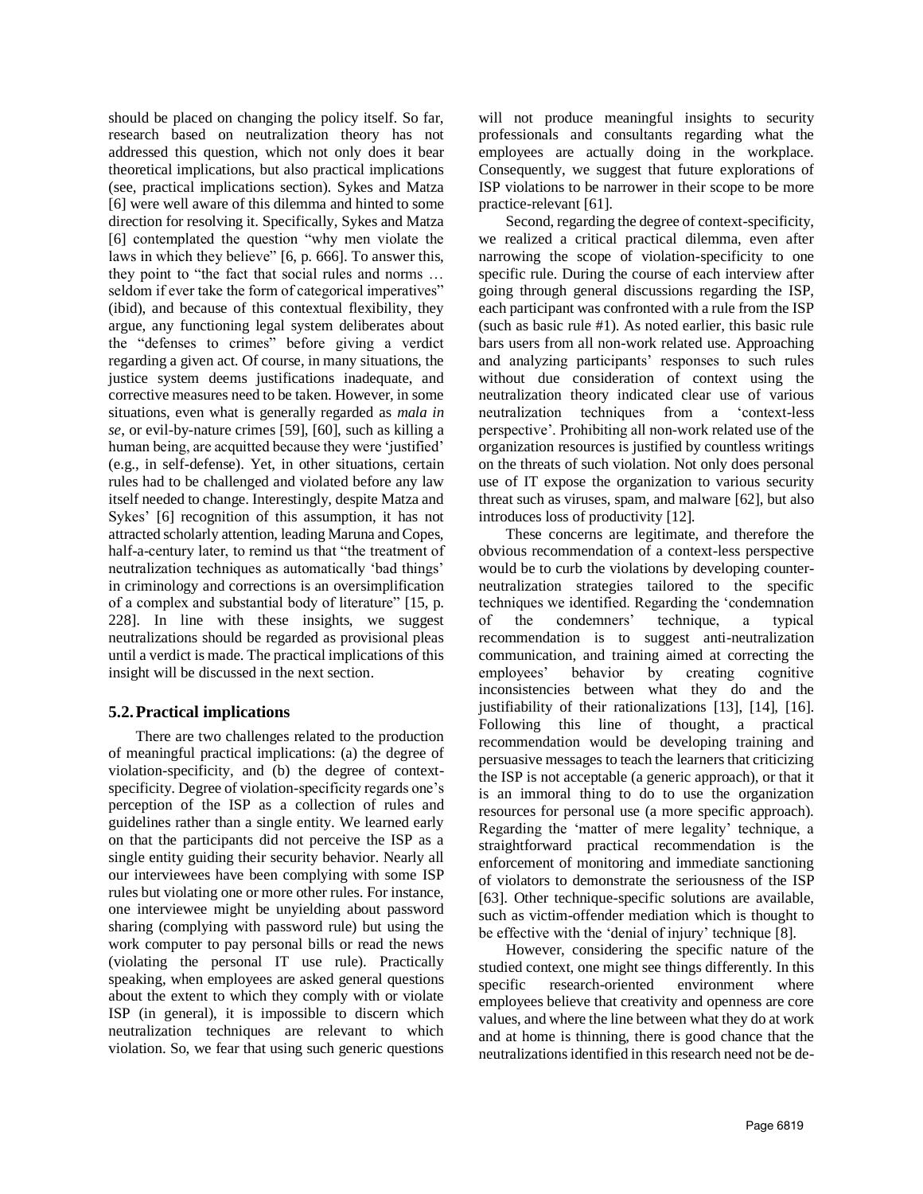should be placed on changing the policy itself. So far, research based on neutralization theory has not addressed this question, which not only does it bear theoretical implications, but also practical implications (see, practical implications section). Sykes and Matza [6] were well aware of this dilemma and hinted to some direction for resolving it. Specifically, Sykes and Matza [6] contemplated the question "why men violate the laws in which they believe" [6, p. 666]. To answer this, they point to "the fact that social rules and norms … seldom if ever take the form of categorical imperatives" (ibid), and because of this contextual flexibility, they argue, any functioning legal system deliberates about the "defenses to crimes" before giving a verdict regarding a given act. Of course, in many situations, the justice system deems justifications inadequate, and corrective measures need to be taken. However, in some situations, even what is generally regarded as *mala in se*, or evil-by-nature crimes [59], [60], such as killing a human being, are acquitted because they were 'justified' (e.g., in self-defense). Yet, in other situations, certain rules had to be challenged and violated before any law itself needed to change. Interestingly, despite Matza and Sykes' [6] recognition of this assumption, it has not attracted scholarly attention, leading Maruna and Copes, half-a-century later, to remind us that "the treatment of neutralization techniques as automatically 'bad things' in criminology and corrections is an oversimplification of a complex and substantial body of literature" [15, p. 228]. In line with these insights, we suggest neutralizations should be regarded as provisional pleas until a verdict is made. The practical implications of this insight will be discussed in the next section.

## 5.2. Practical implications

There are two challenges related to the production of meaningful practical implications: (a) the degree of violation-specificity, and (b) the degree of context-specificity. Degree of violation-specificity regards one's perception of the ISP as a collection of rules and guidelines rather than a single entity. We learned early on that the participants did not perceive the ISP as a single entity guiding their security behavior. Nearly all our interviewees have been complying with some ISP rules but violating one or more other rules. For instance, one interviewee might be unyielding about password sharing (complying with password rule) but using the work computer to pay personal bills or read the news (violating the personal IT use rule). Practically speaking, when employees are asked general questions about the extent to which they comply with or violate ISP (in general), it is impossible to discern which neutralization techniques are relevant to which violation. So, we fear that using such generic questions will not produce meaningful insights to security professionals and consultants regarding what the employees are actually doing in the workplace. Consequently, we suggest that future explorations of ISP violations to be narrower in their scope to be more practice-relevant [61].

Second, regarding the degree of context-specificity, we realized a critical practical dilemma, even after narrowing the scope of violation-specificity to one specific rule. During the course of each interview after going through general discussions regarding the ISP, each participant was confronted with a rule from the ISP (such as basic rule #1). As noted earlier, this basic rule bars users from all non-work related use. Approaching and analyzing participants' responses to such rules without due consideration of context using the neutralization theory indicated clear use of various neutralization techniques from a 'context-less perspective'. Prohibiting all non-work related use of the organization resources is justified by countless writings on the threats of such violation. Not only does personal use of IT expose the organization to various security threat such as viruses, spam, and malware [62], but also introduces loss of productivity [12].

These concerns are legitimate, and therefore the obvious recommendation of a context-less perspective would be to curb the violations by developing counter-neutralization strategies tailored to the specific techniques we identified. Regarding the 'condemnation of the condemners' technique, a typical recommendation is to suggest anti-neutralization communication, and training aimed at correcting the employees' behavior by creating cognitive inconsistencies between what they do and the justifiability of their rationalizations [13], [14], [16]. Following this line of thought, a practical recommendation would be developing training and persuasive messages to teach the learners that criticizing the ISP is not acceptable (a generic approach), or that it is an immoral thing to do to use the organization resources for personal use (a more specific approach). Regarding the 'matter of mere legality' technique, a straightforward practical recommendation is the enforcement of monitoring and immediate sanctioning of violators to demonstrate the seriousness of the ISP [63]. Other technique-specific solutions are available, such as victim-offender mediation which is thought to be effective with the 'denial of injury' technique [8].

However, considering the specific nature of the studied context, one might see things differently. In this specific research-oriented environment where employees believe that creativity and openness are core values, and where the line between what they do at work and at home is thinning, there is good chance that the neutralizations identified in this research need not be de-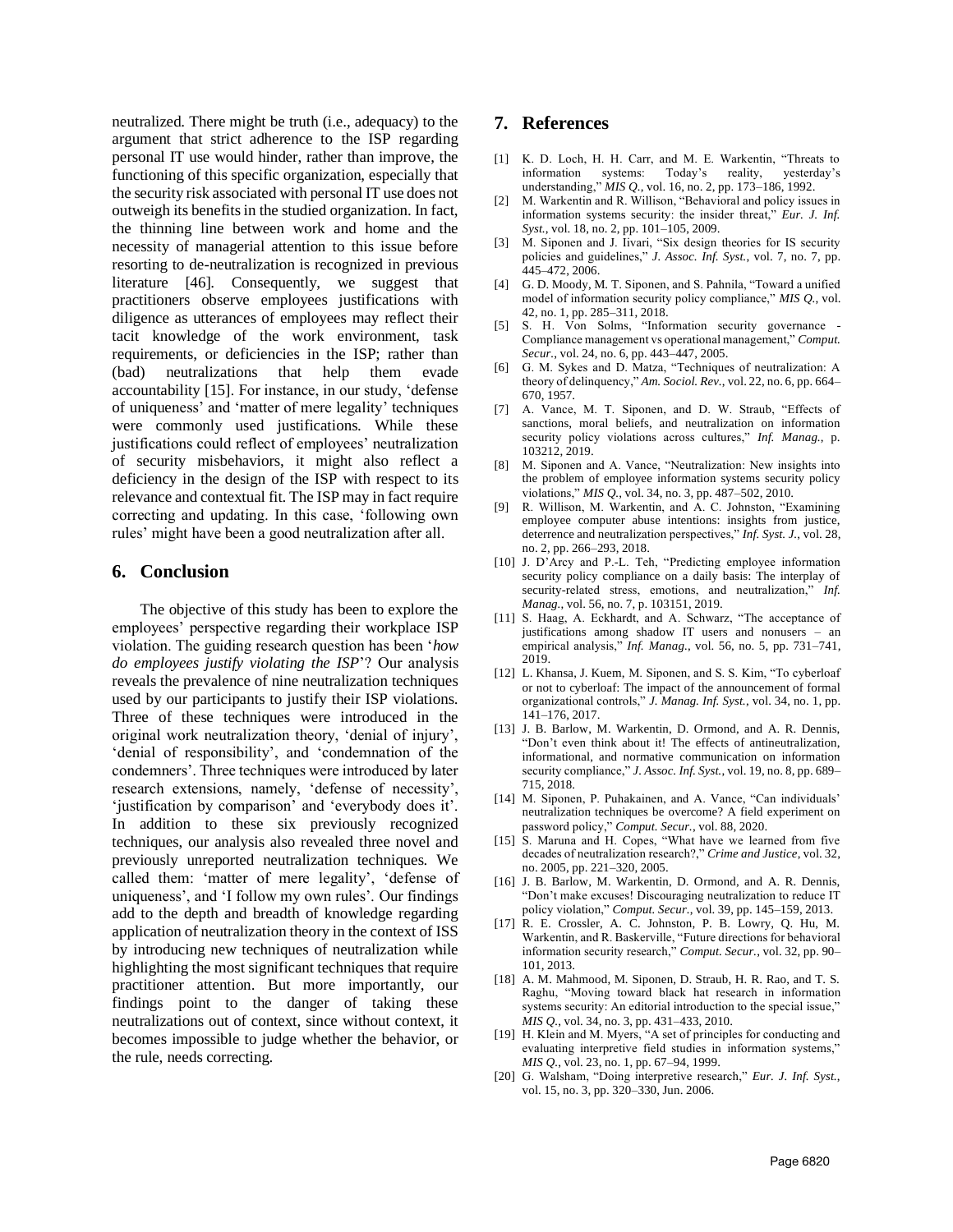neutralized. There might be truth (i.e., adequacy) to the argument that strict adherence to the ISP regarding personal IT use would hinder, rather than improve, the functioning of this specific organization, especially that the security risk associated with personal IT use does not outweigh its benefits in the studied organization. In fact, the thinning line between work and home and the necessity of managerial attention to this issue before resorting to de-neutralization is recognized in previous literature [46]. Consequently, we suggest that practitioners observe employees justifications with diligence as utterances of employees may reflect their tacit knowledge of the work environment, task requirements, or deficiencies in the ISP; rather than (bad) neutralizations that help them evade accountability [15]. For instance, in our study, 'defense of uniqueness' and 'matter of mere legality' techniques were commonly used justifications. While these justifications could reflect of employees' neutralization of security misbehaviors, it might also reflect a deficiency in the design of the ISP with respect to its relevance and contextual fit. The ISP may in fact require correcting and updating. In this case, 'following own rules' might have been a good neutralization after all.

## 6. Conclusion

The objective of this study has been to explore the employees' perspective regarding their workplace ISP violation. The guiding research question has been '*how do employees justify violating the ISP*'? Our analysis reveals the prevalence of nine neutralization techniques used by our participants to justify their ISP violations. Three of these techniques were introduced in the original work neutralization theory, 'denial of injury', 'denial of responsibility', and 'condemnation of the condemners'. Three techniques were introduced by later research extensions, namely, 'defense of necessity', 'justification by comparison' and 'everybody does it'. In addition to these six previously recognized techniques, our analysis also revealed three novel and previously unreported neutralization techniques. We called them: 'matter of mere legality', 'defense of uniqueness', and 'I follow my own rules'. Our findings add to the depth and breadth of knowledge regarding application of neutralization theory in the context of ISS by introducing new techniques of neutralization while highlighting the most significant techniques that require practitioner attention. But more importantly, our findings point to the danger of taking these neutralizations out of context, since without context, it becomes impossible to judge whether the behavior, or the rule, needs correcting.

## 7. References

[1] K. D. Loch, H. H. Carr, and M. E. Warkentin, "Threats to information systems: Today's reality, yesterday's understanding," *MIS Q.*, vol. 16, no. 2, pp. 173–186, 1992.

[2] M. Warkentin and R. Willison, "Behavioral and policy issues in information systems security: the insider threat," *Eur. J. Inf. Syst.*, vol. 18, no. 2, pp. 101–105, 2009.

[3] M. Siponen and J. Iivari, "Six design theories for IS security policies and guidelines," *J. Assoc. Inf. Syst.*, vol. 7, no. 7, pp. 445–472, 2006.

[4] G. D. Moody, M. T. Siponen, and S. Pahnila, "Toward a unified model of information security policy compliance," *MIS Q.*, vol. 42, no. 1, pp. 285–311, 2018.

[5] S. H. Von Solms, "Information security governance - Compliance management vs operational management," *Comput. Secur.*, vol. 24, no. 6, pp. 443–447, 2005.

[6] G. M. Sykes and D. Matza, "Techniques of neutralization: A theory of delinquency," *Am. Sociol. Rev.*, vol. 22, no. 6, pp. 664–670, 1957.

[7] A. Vance, M. T. Siponen, and D. W. Straub, "Effects of sanctions, moral beliefs, and neutralization on information security policy violations across cultures," *Inf. Manag.*, p. 103212, 2019.

[8] M. Siponen and A. Vance, "Neutralization: New insights into the problem of employee information systems security policy violations," *MIS Q.*, vol. 34, no. 3, pp. 487–502, 2010.

[9] R. Willison, M. Warkentin, and A. C. Johnston, "Examining employee computer abuse intentions: insights from justice, deterrence and neutralization perspectives," *Inf. Syst. J.*, vol. 28, no. 2, pp. 266–293, 2018.

[10] J. D'Arcy and P.-L. Teh, "Predicting employee information security policy compliance on a daily basis: The interplay of security-related stress, emotions, and neutralization," *Inf. Manag.*, vol. 56, no. 7, p. 103151, 2019.

[11] S. Haag, A. Eckhardt, and A. Schwarz, "The acceptance of justifications among shadow IT users and nonusers – an empirical analysis," *Inf. Manag.*, vol. 56, no. 5, pp. 731–741, 2019.

[12] L. Khansa, J. Kuem, M. Siponen, and S. S. Kim, "To cyberloaf or not to cyberloaf: The impact of the announcement of formal organizational controls," *J. Manag. Inf. Syst.*, vol. 34, no. 1, pp. 141–176, 2017.

[13] J. B. Barlow, M. Warkentin, D. Ormond, and A. R. Dennis, "Don't even think about it! The effects of antineutralization, informational, and normative communication on information security compliance," *J. Assoc. Inf. Syst.*, vol. 19, no. 8, pp. 689–715, 2018.

[14] M. Siponen, P. Puhakainen, and A. Vance, "Can individuals' neutralization techniques be overcome? A field experiment on password policy," *Comput. Secur.*, vol. 88, 2020.

[15] S. Maruna and H. Copes, "What have we learned from five decades of neutralization research?," *Crime and Justice*, vol. 32, no. 2005, pp. 221–320, 2005.

[16] J. B. Barlow, M. Warkentin, D. Ormond, and A. R. Dennis, "Don't make excuses! Discouraging neutralization to reduce IT policy violation," *Comput. Secur.*, vol. 39, pp. 145–159, 2013.

[17] R. E. Crossler, A. C. Johnston, P. B. Lowry, Q. Hu, M. Warkentin, and R. Baskerville, "Future directions for behavioral information security research," *Comput. Secur.*, vol. 32, pp. 90–101, 2013.

[18] A. M. Mahmood, M. Siponen, D. Straub, H. R. Rao, and T. S. Raghu, "Moving toward black hat research in information systems security: An editorial introduction to the special issue," *MIS Q.*, vol. 34, no. 3, pp. 431–433, 2010.

[19] H. Klein and M. Myers, "A set of principles for conducting and evaluating interpretive field studies in information systems," *MIS Q.*, vol. 23, no. 1, pp. 67–94, 1999.

[20] G. Walsham, "Doing interpretive research," *Eur. J. Inf. Syst.*, vol. 15, no. 3, pp. 320–330, Jun. 2006.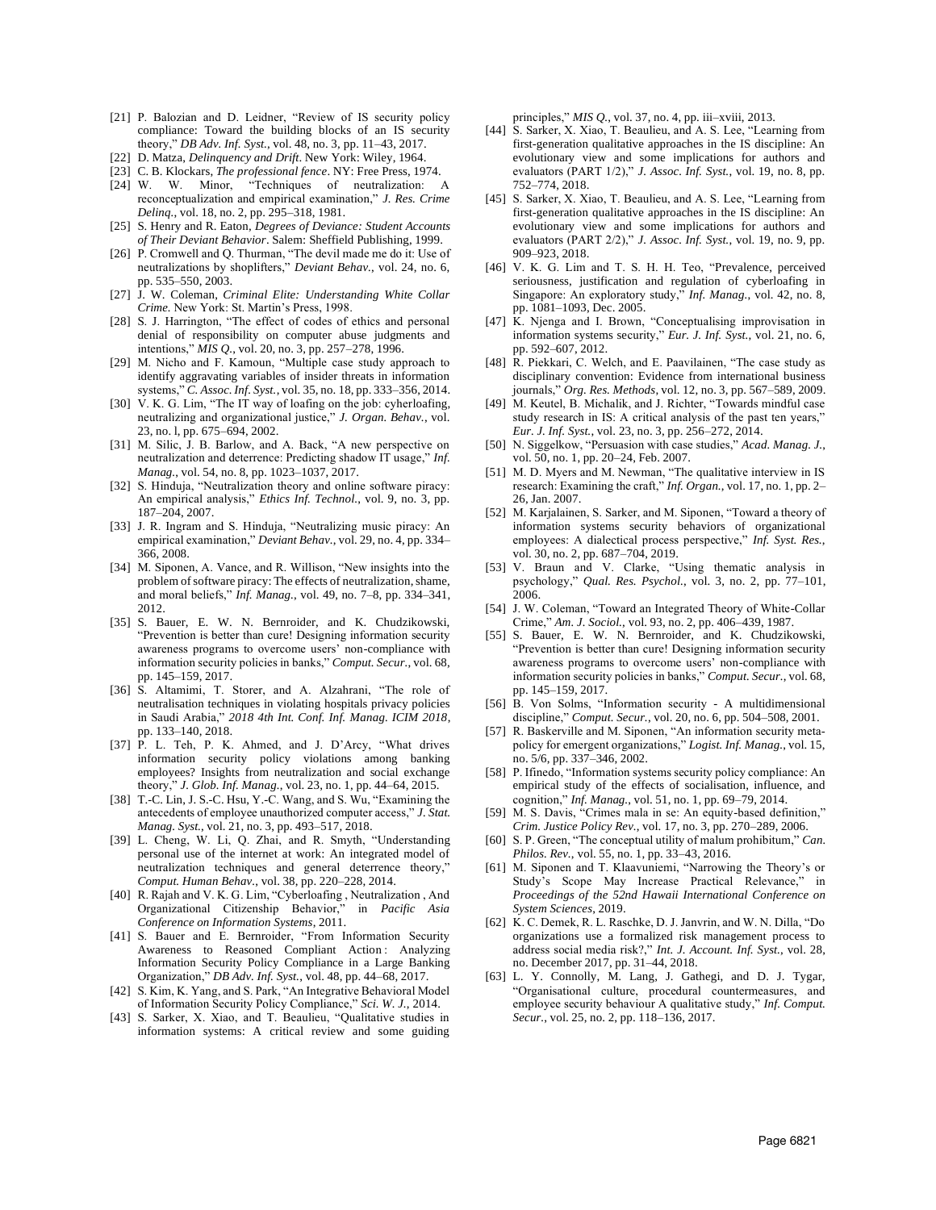[21] P. Balozian and D. Leidner, "Review of IS security policy compliance: Toward the building blocks of an IS security theory," *DB Adv. Inf. Syst.*, vol. 48, no. 3, pp. 11–43, 2017.

[22] D. Matza, *Delinquency and Drift*. New York: Wiley, 1964.

[23] C. B. Klockars, *The professional fence*. NY: Free Press, 1974.

[24] W. W. Minor, "Techniques of neutralization: A reconceptualization and empirical examination," *J. Res. Crime Delinq.*, vol. 18, no. 2, pp. 295–318, 1981.

[25] S. Henry and R. Eaton, *Degrees of Deviance: Student Accounts of Their Deviant Behavior*. Salem: Sheffield Publishing, 1999.

[26] P. Cromwell and Q. Thurman, "The devil made me do it: Use of neutralizations by shoplifters," *Deviant Behav.*, vol. 24, no. 6, pp. 535–550, 2003.

[27] J. W. Coleman, *Criminal Elite: Understanding White Collar Crime.* New York: St. Martin's Press, 1998.

[28] S. J. Harrington, "The effect of codes of ethics and personal denial of responsibility on computer abuse judgments and intentions," *MIS Q.*, vol. 20, no. 3, pp. 257–278, 1996.

[29] M. Nicho and F. Kamoun, "Multiple case study approach to identify aggravating variables of insider threats in information systems," *C. Assoc. Inf. Syst.*, vol. 35, no. 18, pp. 333–356, 2014.

[30] V. K. G. Lim, "The IT way of loafing on the job: cyberloafing, neutralizing and organizational justice," *J. Organ. Behav.*, vol. 23, no. l, pp. 675–694, 2002.

[31] M. Silic, J. B. Barlow, and A. Back, "A new perspective on neutralization and deterrence: Predicting shadow IT usage," *Inf. Manag.*, vol. 54, no. 8, pp. 1023–1037, 2017.

[32] S. Hinduja, "Neutralization theory and online software piracy: An empirical analysis," *Ethics Inf. Technol.*, vol. 9, no. 3, pp. 187–204, 2007.

[33] J. R. Ingram and S. Hinduja, "Neutralizing music piracy: An empirical examination," *Deviant Behav.*, vol. 29, no. 4, pp. 334–366, 2008.

[34] M. Siponen, A. Vance, and R. Willison, "New insights into the problem of software piracy: The effects of neutralization, shame, and moral beliefs," *Inf. Manag.*, vol. 49, no. 7–8, pp. 334–341, 2012.

[35] S. Bauer, E. W. N. Bernroider, and K. Chudzikowski, "Prevention is better than cure! Designing information security awareness programs to overcome users' non-compliance with information security policies in banks," *Comput. Secur.*, vol. 68, pp. 145–159, 2017.

[36] S. Altamimi, T. Storer, and A. Alzahrani, "The role of neutralisation techniques in violating hospitals privacy policies in Saudi Arabia," *2018 4th Int. Conf. Inf. Manag. ICIM 2018*, pp. 133–140, 2018.

[37] P. L. Teh, P. K. Ahmed, and J. D'Arcy, "What drives information security policy violations among banking employees? Insights from neutralization and social exchange theory," *J. Glob. Inf. Manag.*, vol. 23, no. 1, pp. 44–64, 2015.

[38] T.-C. Lin, J. S.-C. Hsu, Y.-C. Wang, and S. Wu, "Examining the antecedents of employee unauthorized computer access," *J. Stat. Manag. Syst.*, vol. 21, no. 3, pp. 493–517, 2018.

[39] L. Cheng, W. Li, Q. Zhai, and R. Smyth, "Understanding personal use of the internet at work: An integrated model of neutralization techniques and general deterrence theory," *Comput. Human Behav.*, vol. 38, pp. 220–228, 2014.

[40] R. Rajah and V. K. G. Lim, "Cyberloafing , Neutralization , And Organizational Citizenship Behavior," in *Pacific Asia Conference on Information Systems*, 2011.

[41] S. Bauer and E. Bernroider, "From Information Security Awareness to Reasoned Compliant Action : Analyzing Information Security Policy Compliance in a Large Banking Organization," *DB Adv. Inf. Syst.*, vol. 48, pp. 44–68, 2017.

[42] S. Kim, K. Yang, and S. Park, "An Integrative Behavioral Model of Information Security Policy Compliance," *Sci. W. J.*, 2014.

[43] S. Sarker, X. Xiao, and T. Beaulieu, "Qualitative studies in information systems: A critical review and some guiding principles," *MIS Q.*, vol. 37, no. 4, pp. iii–xviii, 2013.

[44] S. Sarker, X. Xiao, T. Beaulieu, and A. S. Lee, "Learning from first-generation qualitative approaches in the IS discipline: An evolutionary view and some implications for authors and evaluators (PART 1/2)," *J. Assoc. Inf. Syst.*, vol. 19, no. 8, pp. 752–774, 2018.

[45] S. Sarker, X. Xiao, T. Beaulieu, and A. S. Lee, "Learning from first-generation qualitative approaches in the IS discipline: An evolutionary view and some implications for authors and evaluators (PART 2/2)," *J. Assoc. Inf. Syst.*, vol. 19, no. 9, pp. 909–923, 2018.

[46] V. K. G. Lim and T. S. H. Teo, "Prevalence, perceived seriousness, justification and regulation of cyberloafing in Singapore: An exploratory study," *Inf. Manag.*, vol. 42, no. 8, pp. 1081–1093, Dec. 2005.

[47] K. Njenga and I. Brown, "Conceptualising improvisation in information systems security," *Eur. J. Inf. Syst.*, vol. 21, no. 6, pp. 592–607, 2012.

[48] R. Piekkari, C. Welch, and E. Paavilainen, "The case study as disciplinary convention: Evidence from international business journals," *Org. Res. Methods*, vol. 12, no. 3, pp. 567–589, 2009.

[49] M. Keutel, B. Michalik, and J. Richter, "Towards mindful case study research in IS: A critical analysis of the past ten years," *Eur. J. Inf. Syst.*, vol. 23, no. 3, pp. 256–272, 2014.

[50] N. Siggelkow, "Persuasion with case studies," *Acad. Manag. J.*, vol. 50, no. 1, pp. 20–24, Feb. 2007.

[51] M. D. Myers and M. Newman, "The qualitative interview in IS research: Examining the craft," *Inf. Organ.*, vol. 17, no. 1, pp. 2–26, Jan. 2007.

[52] M. Karjalainen, S. Sarker, and M. Siponen, "Toward a theory of information systems security behaviors of organizational employees: A dialectical process perspective," *Inf. Syst. Res.*, vol. 30, no. 2, pp. 687–704, 2019.

[53] V. Braun and V. Clarke, "Using thematic analysis in psychology," *Qual. Res. Psychol.*, vol. 3, no. 2, pp. 77–101, 2006.

[54] J. W. Coleman, "Toward an Integrated Theory of White-Collar Crime," *Am. J. Sociol.*, vol. 93, no. 2, pp. 406–439, 1987.

[55] S. Bauer, E. W. N. Bernroider, and K. Chudzikowski, "Prevention is better than cure! Designing information security awareness programs to overcome users' non-compliance with information security policies in banks," *Comput. Secur.*, vol. 68, pp. 145–159, 2017.

[56] B. Von Solms, "Information security - A multidimensional discipline," *Comput. Secur.*, vol. 20, no. 6, pp. 504–508, 2001.

[57] R. Baskerville and M. Siponen, "An information security meta-policy for emergent organizations," *Logist. Inf. Manag.*, vol. 15, no. 5/6, pp. 337–346, 2002.

[58] P. Ifinedo, "Information systems security policy compliance: An empirical study of the effects of socialisation, influence, and cognition," *Inf. Manag.*, vol. 51, no. 1, pp. 69–79, 2014.

[59] M. S. Davis, "Crimes mala in se: An equity-based definition," *Crim. Justice Policy Rev.*, vol. 17, no. 3, pp. 270–289, 2006.

[60] S. P. Green, "The conceptual utility of malum prohibitum," *Can. Philos. Rev.*, vol. 55, no. 1, pp. 33–43, 2016.

[61] M. Siponen and T. Klaavuniemi, "Narrowing the Theory's or Study's Scope May Increase Practical Relevance," in *Proceedings of the 52nd Hawaii International Conference on System Sciences*, 2019.

[62] K. C. Demek, R. L. Raschke, D. J. Janvrin, and W. N. Dilla, "Do organizations use a formalized risk management process to address social media risk?," *Int. J. Account. Inf. Syst.*, vol. 28, no. December 2017, pp. 31–44, 2018.

[63] L. Y. Connolly, M. Lang, J. Gathegi, and D. J. Tygar, "Organisational culture, procedural countermeasures, and employee security behaviour A qualitative study," *Inf. Comput. Secur.*, vol. 25, no. 2, pp. 118–136, 2017.